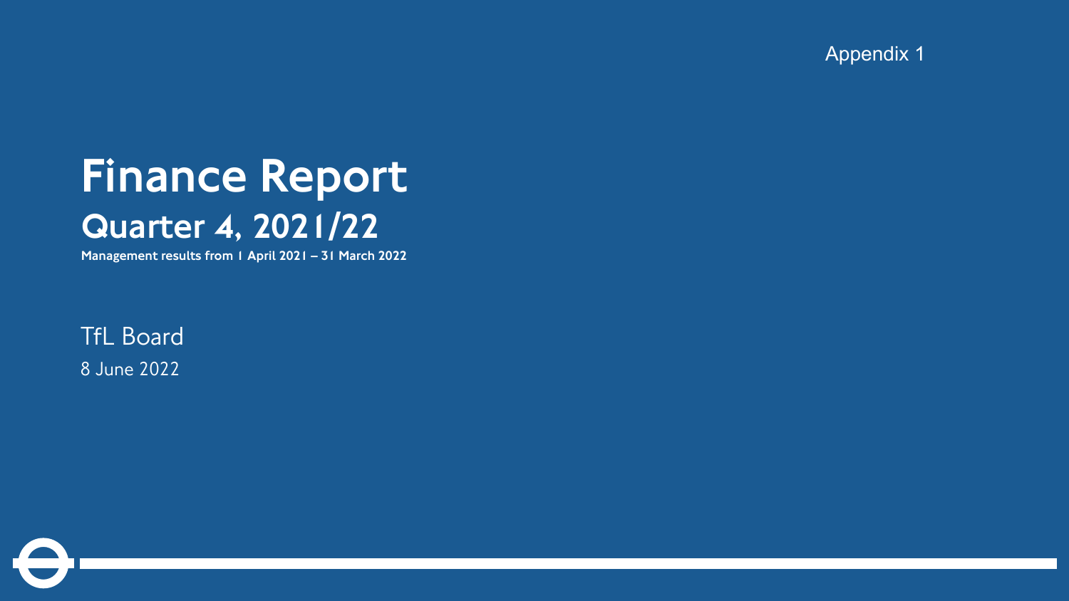Appendix 1

# Finance Report

## Quarter 4, 2021/22

**Management results from 1 April 2021 – 31 March 2022**

TfL Board

8 June 2022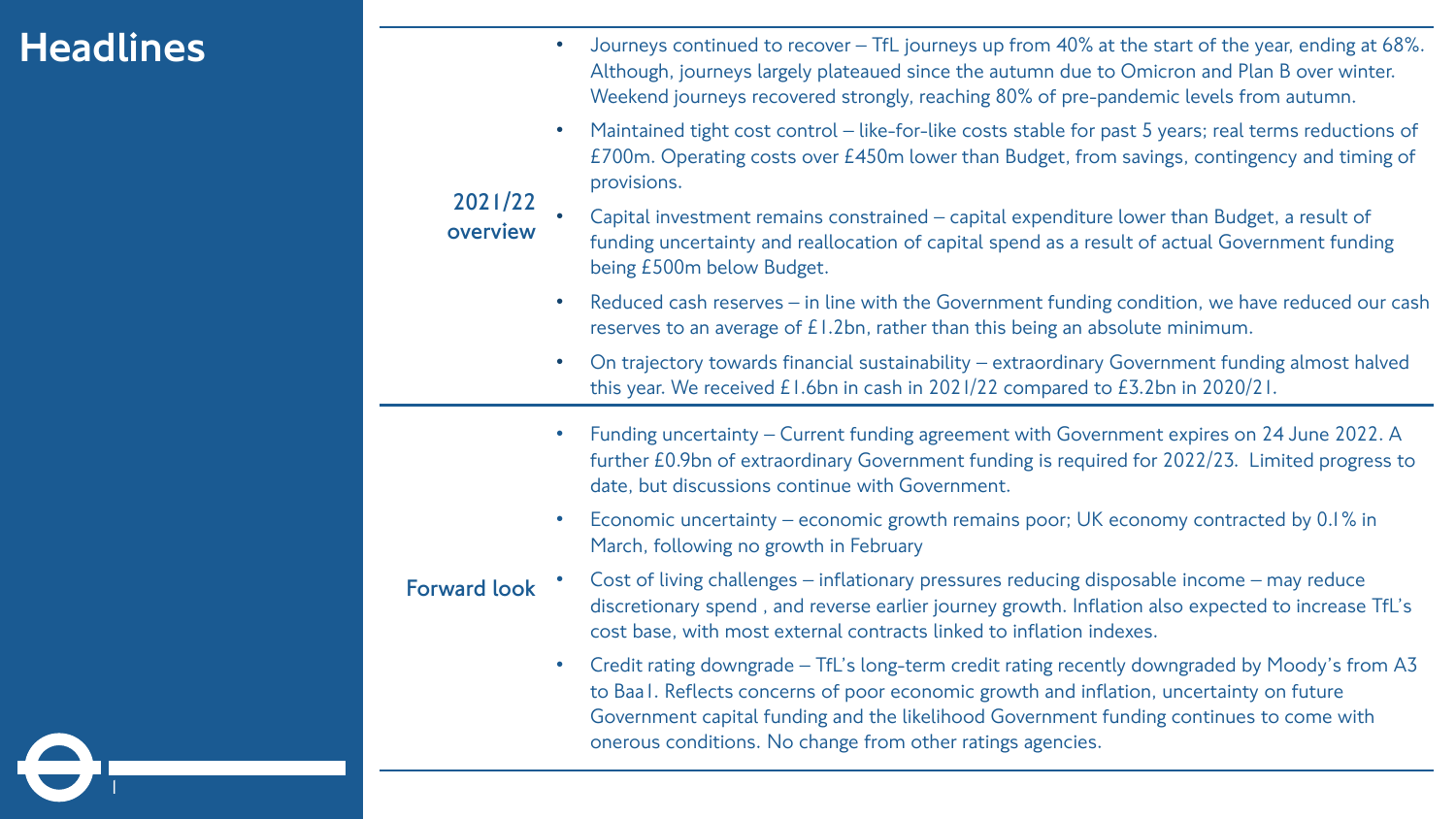# Headlines

## 2021/22 overview

- Journeys continued to recover – TfL journeys up from 40% at the start of the year, ending at 68%. Although, journeys largely plateaued since the autumn due to Omicron and Plan B over winter. Weekend journeys recovered strongly, reaching 80% of pre-pandemic levels from autumn.
- Maintained tight cost control – like-for-like costs stable for past 5 years; real terms reductions of £700m. Operating costs over £450m lower than Budget, from savings, contingency and timing of provisions.
- Capital investment remains constrained – capital expenditure lower than Budget, a result of funding uncertainty and reallocation of capital spend as a result of actual Government funding being £500m below Budget.
- Reduced cash reserves – in line with the Government funding condition, we have reduced our cash reserves to an average of £1.2bn, rather than this being an absolute minimum.
- On trajectory towards financial sustainability – extraordinary Government funding almost halved this year. We received £1.6bn in cash in 2021/22 compared to £3.2bn in 2020/21.

## Forward look

- Funding uncertainty – Current funding agreement with Government expires on 24 June 2022. A further £0.9bn of extraordinary Government funding is required for 2022/23. Limited progress to date, but discussions continue with Government.
- Economic uncertainty – economic growth remains poor; UK economy contracted by 0.1% in March, following no growth in February
- Cost of living challenges – inflationary pressures reducing disposable income – may reduce discretionary spend , and reverse earlier journey growth. Inflation also expected to increase TfL's cost base, with most external contracts linked to inflation indexes.
- Credit rating downgrade – TfL's long-term credit rating recently downgraded by Moody's from A3 to Baa1. Reflects concerns of poor economic growth and inflation, uncertainty on future Government capital funding and the likelihood Government funding continues to come with onerous conditions. No change from other ratings agencies.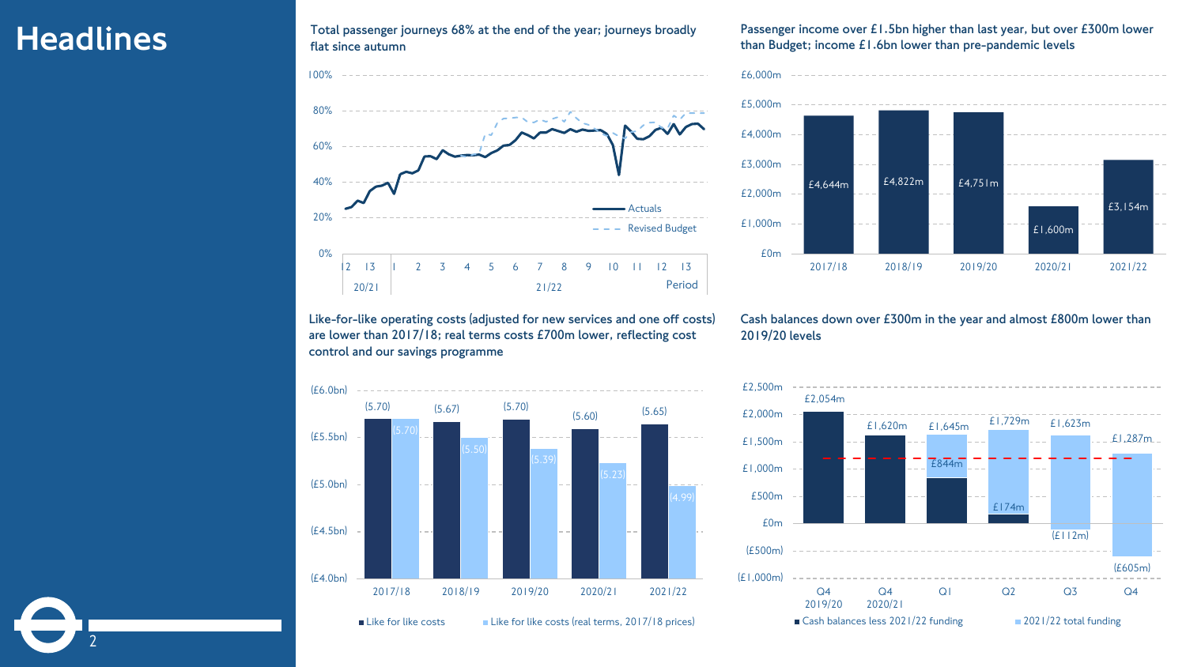# Headlines

**Total passenger journeys 68% at the end of the year; journeys broadly flat since autumn**

**Passenger income over £1.5bn higher than last year, but over £300m lower than Budget; income £1.6bn lower than pre-pandemic levels**

| | 2017/18 | 2018/19 | 2019/20 | 2020/21 | 2021/22 |
|---|---|---|---|---|---|
| Passenger income | £4,644m | £4,822m | £4,751m | £1,600m | £3,154m |

**Like-for-like operating costs (adjusted for new services and one off costs) are lower than 2017/18; real terms costs £700m lower, reflecting cost control and our savings programme**

| | 2017/18 | 2018/19 | 2019/20 | 2020/21 | 2021/22 |
|---|---|---|---|---|---|
| Like for like costs | (5.70) | (5.67) | (5.70) | (5.60) | (5.65) |
| Like for like costs (real terms, 2017/18 prices) | (5.70) | (5.50) | (5.39) | (5.23) | (4.99) |

**Cash balances down over £300m in the year and almost £800m lower than 2019/20 levels**

| | Q4 2019/20 | Q4 2020/21 | Q1 | Q2 | Q3 | Q4 |
|---|---|---|---|---|---|---|
| Cash balances | £2,054m | £1,620m | £1,645m | £1,729m | £1,623m | £1,287m |
| Cash balances less 2021/22 funding | | | £844m | £174m | (£112m) | (£605m) |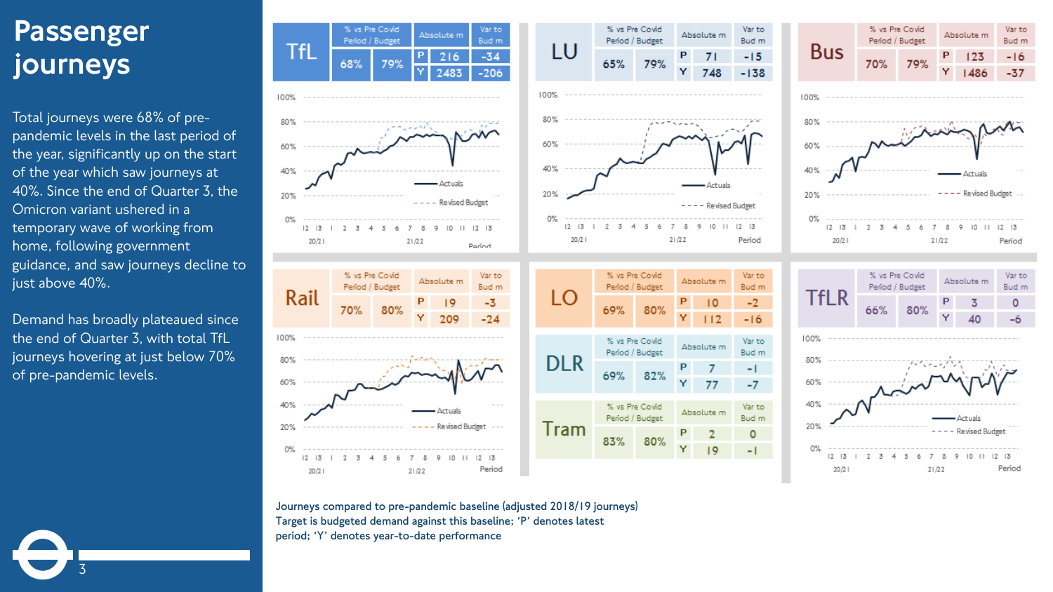# Passenger journeys

Total journeys were 68% of pre-pandemic levels in the last period of the year, significantly up on the start of the year which saw journeys at 40%. Since the end of Quarter 3, the Omicron variant ushered in a temporary wave of working from home, following government guidance, and saw journeys decline to just above 40%.

Demand has broadly plateaued since the end of Quarter 3, with total TfL journeys hovering at just below 70% of pre-pandemic levels.

| Mode | % vs Pre Covid: Period | % vs Pre Covid: Budget | | Absolute m | Var to Bud m |
|---|---|---|---|---|---|
| TfL | 68% | 79% | P | 216 | -34 |
| | | | Y | 2483 | -206 |
| LU | 65% | 79% | P | 71 | -15 |
| | | | Y | 748 | -138 |
| Bus | 70% | 79% | P | 123 | -16 |
| | | | Y | 1486 | -37 |
| Rail | 70% | 80% | P | 19 | -3 |
| | | | Y | 209 | -24 |
| LO | 69% | 80% | P | 10 | -2 |
| | | | Y | 112 | -16 |
| DLR | 69% | 82% | P | 7 | -1 |
| | | | Y | 77 | -7 |
| Tram | 83% | 80% | P | 2 | 0 |
| | | | Y | 19 | -1 |
| TfLR | 66% | 80% | P | 3 | 0 |
| | | | Y | 40 | -6 |

Journeys compared to pre-pandemic baseline (adjusted 2018/19 journeys)
Target is budgeted demand against this baseline; 'P' denotes latest period; 'Y' denotes year-to-date performance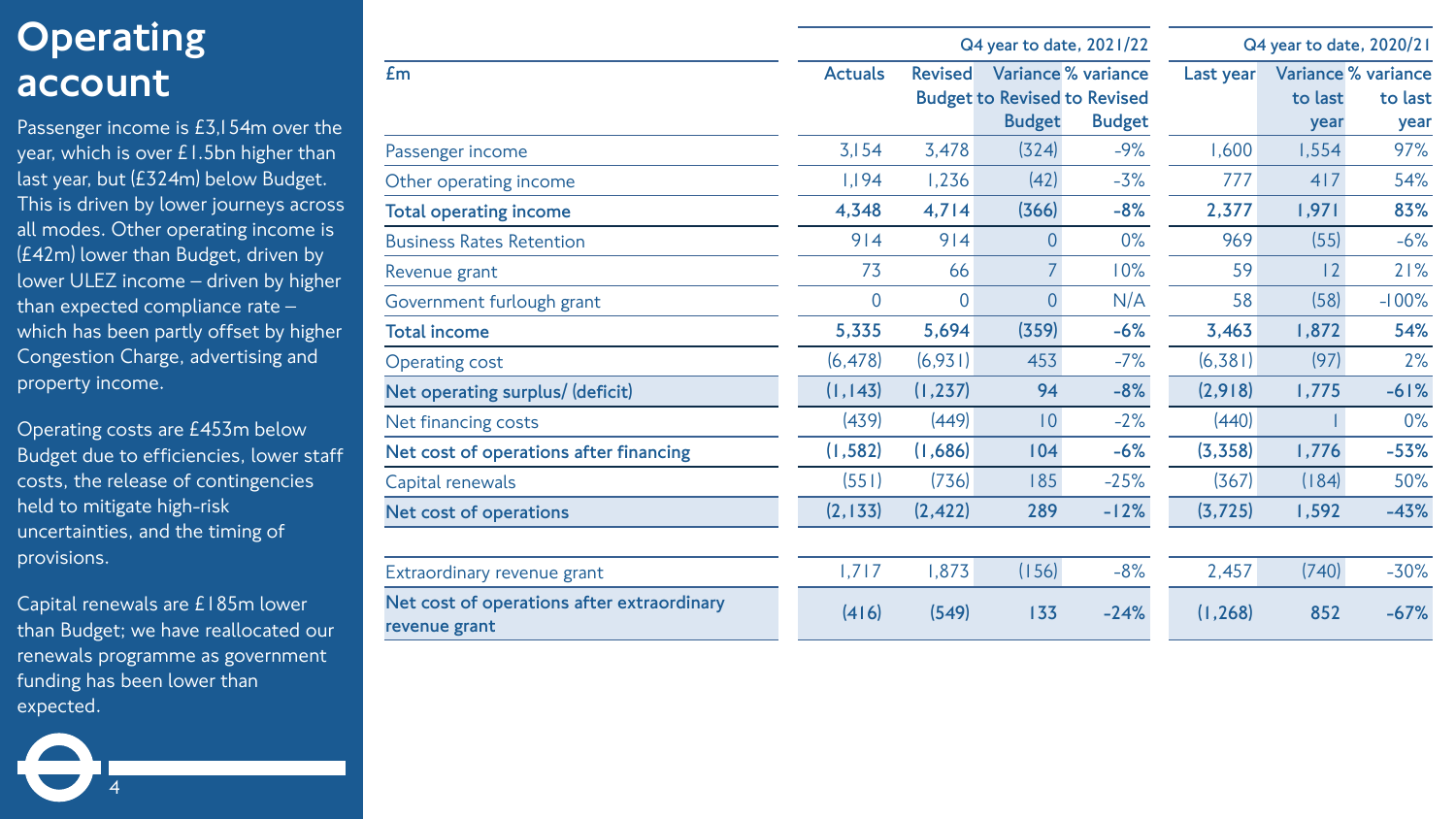# Operating account

Passenger income is £3,154m over the year, which is over £1.5bn higher than last year, but (£324m) below Budget. This is driven by lower journeys across all modes. Other operating income is (£42m) lower than Budget, driven by lower ULEZ income – driven by higher than expected compliance rate – which has been partly offset by higher Congestion Charge, advertising and property income.

Operating costs are £453m below Budget due to efficiencies, lower staff costs, the release of contingencies held to mitigate high-risk uncertainties, and the timing of provisions.

Capital renewals are £185m lower than Budget; we have reallocated our renewals programme as government funding has been lower than expected.

| £m | Q4 year to date, 2021/22 | | | | Q4 year to date, 2020/21 | | |
|---|---|---|---|---|---|---|---|
| | Actuals | Revised Budget | Variance to Revised Budget | % variance to Revised Budget | Last year | Variance to last year | % variance to last year |
| Passenger income | 3,154 | 3,478 | (324) | -9% | 1,600 | 1,554 | 97% |
| Other operating income | 1,194 | 1,236 | (42) | -3% | 777 | 417 | 54% |
| **Total operating income** | **4,348** | **4,714** | **(366)** | **-8%** | **2,377** | **1,971** | **83%** |
| Business Rates Retention | 914 | 914 | 0 | 0% | 969 | (55) | -6% |
| Revenue grant | 73 | 66 | 7 | 10% | 59 | 12 | 21% |
| Government furlough grant | 0 | 0 | 0 | N/A | 58 | (58) | -100% |
| **Total income** | **5,335** | **5,694** | **(359)** | **-6%** | **3,463** | **1,872** | **54%** |
| Operating cost | (6,478) | (6,931) | 453 | -7% | (6,381) | (97) | 2% |
| **Net operating surplus/ (deficit)** | **(1,143)** | **(1,237)** | **94** | **-8%** | **(2,918)** | **1,775** | **-61%** |
| Net financing costs | (439) | (449) | 10 | -2% | (440) | 1 | 0% |
| **Net cost of operations after financing** | **(1,582)** | **(1,686)** | **104** | **-6%** | **(3,358)** | **1,776** | **-53%** |
| Capital renewals | (551) | (736) | 185 | -25% | (367) | (184) | 50% |
| **Net cost of operations** | **(2,133)** | **(2,422)** | **289** | **-12%** | **(3,725)** | **1,592** | **-43%** |
| Extraordinary revenue grant | 1,717 | 1,873 | (156) | -8% | 2,457 | (740) | -30% |
| **Net cost of operations after extraordinary revenue grant** | **(416)** | **(549)** | **133** | **-24%** | **(1,268)** | **852** | **-67%** |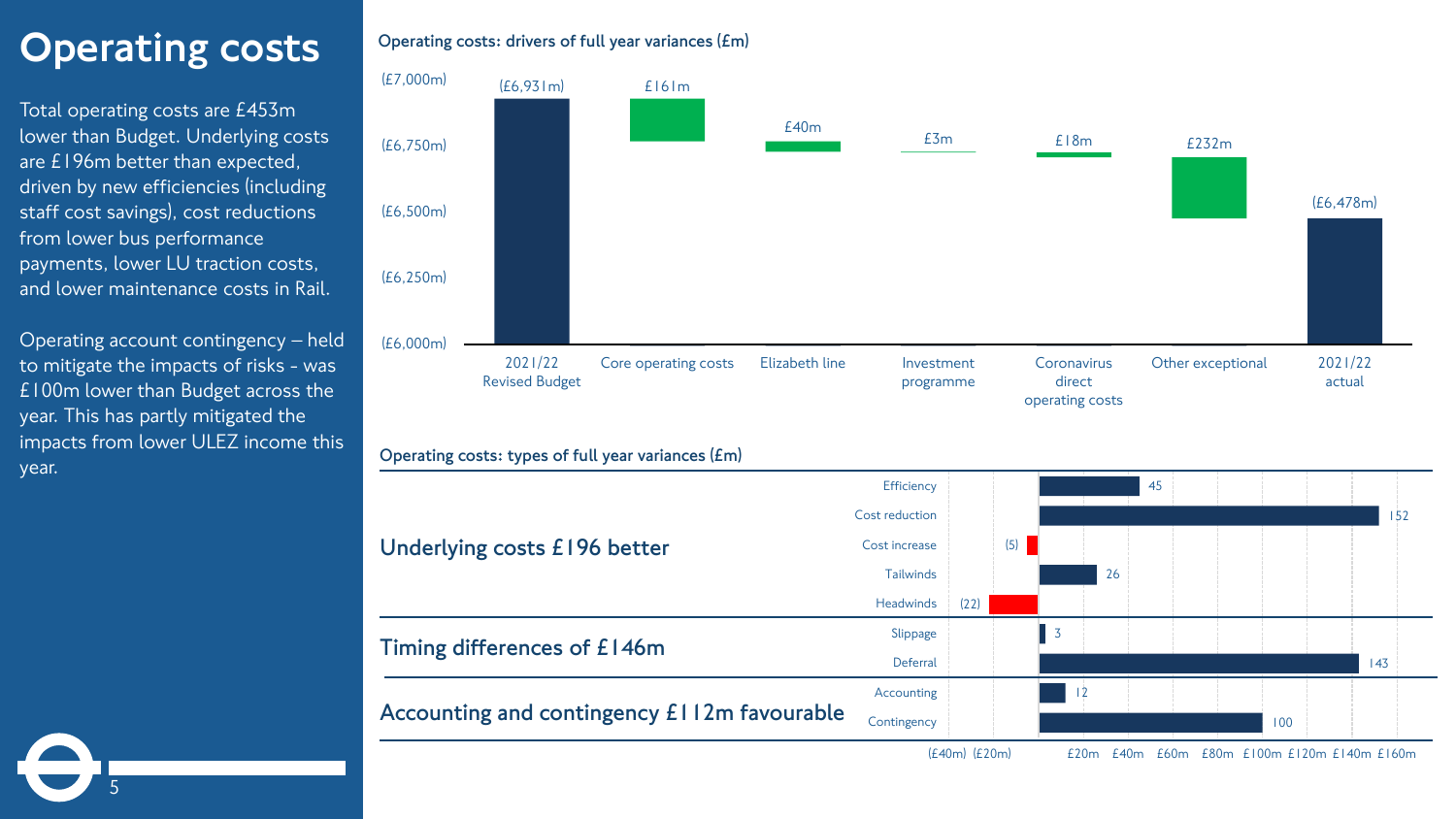# Operating costs

Total operating costs are £453m lower than Budget. Underlying costs are £196m better than expected, driven by new efficiencies (including staff cost savings), cost reductions from lower bus performance payments, lower LU traction costs, and lower maintenance costs in Rail.

Operating account contingency – held to mitigate the impacts of risks - was £100m lower than Budget across the year. This has partly mitigated the impacts from lower ULEZ income this year.

**Operating costs: drivers of full year variances (£m)**

| Driver | Value |
|---|---|
| 2021/22 Revised Budget | (£6,931m) |
| Core operating costs | £161m |
| Elizabeth line | £40m |
| Investment programme | £3m |
| Coronavirus direct operating costs | £18m |
| Other exceptional | £232m |
| 2021/22 actual | (£6,478m) |

**Operating costs: types of full year variances (£m)**

| Category | Type | Variance (£m) |
|---|---|---|
| Underlying costs £196 better | Efficiency | 45 |
| | Cost reduction | 152 |
| | Cost increase | (5) |
| | Tailwinds | 26 |
| | Headwinds | (22) |
| Timing differences of £146m | Slippage | 3 |
| | Deferral | 143 |
| Accounting and contingency £112m favourable | Accounting | 12 |
| | Contingency | 100 |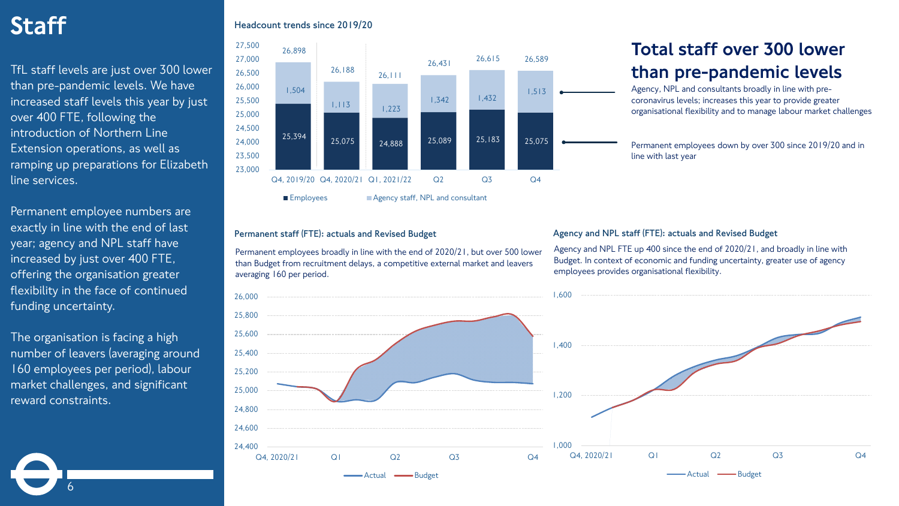# Staff

TfL staff levels are just over 300 lower than pre-pandemic levels. We have increased staff levels this year by just over 400 FTE, following the introduction of Northern Line Extension operations, as well as ramping up preparations for Elizabeth line services.

Permanent employee numbers are exactly in line with the end of last year; agency and NPL staff have increased by just over 400 FTE, offering the organisation greater flexibility in the face of continued funding uncertainty.

The organisation is facing a high number of leavers (averaging around 160 employees per period), labour market challenges, and significant reward constraints.

### Headcount trends since 2019/20

| | Q4, 2019/20 | Q4, 2020/21 | Q1, 2021/22 | Q2 | Q3 | Q4 |
|---|---|---|---|---|---|---|
| Employees | 25,394 | 25,075 | 24,888 | 25,089 | 25,183 | 25,075 |
| Agency staff, NPL and consultant | 1,504 | 1,113 | 1,223 | 1,342 | 1,432 | 1,513 |
| Total | 26,898 | 26,188 | 26,111 | 26,431 | 26,615 | 26,589 |

## Total staff over 300 lower than pre-pandemic levels

Agency, NPL and consultants broadly in line with pre-coronavirus levels; increases this year to provide greater organisational flexibility and to manage labour market challenges

Permanent employees down by over 300 since 2019/20 and in line with last year

### Permanent staff (FTE): actuals and Revised Budget

Permanent employees broadly in line with the end of 2020/21, but over 500 lower than Budget from recruitment delays, a competitive external market and leavers averaging 160 per period.

### Agency and NPL staff (FTE): actuals and Revised Budget

Agency and NPL FTE up 400 since the end of 2020/21, and broadly in line with Budget. In context of economic and funding uncertainty, greater use of agency employees provides organisational flexibility.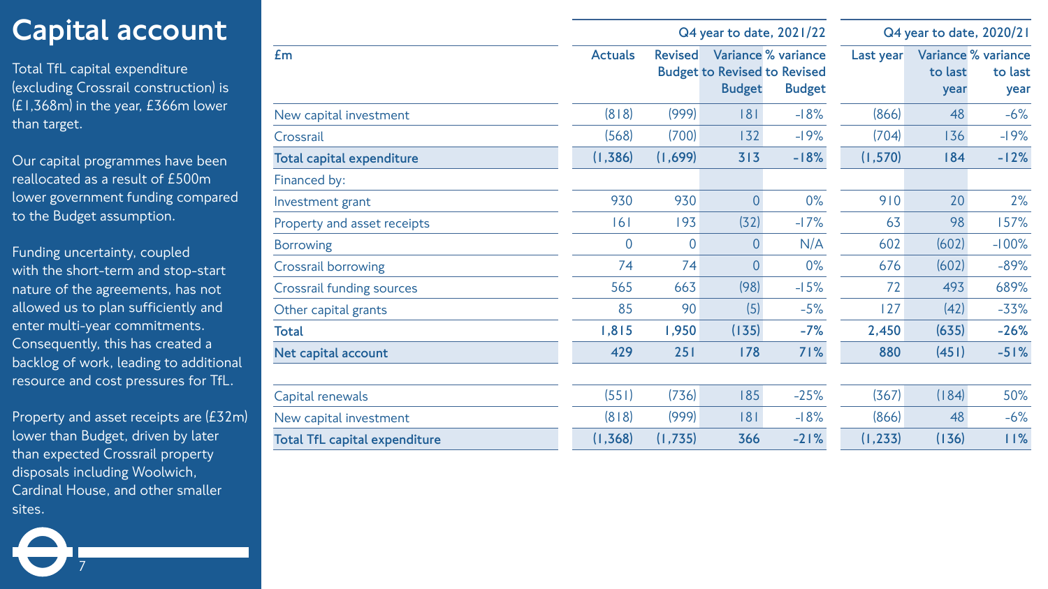# Capital account

Total TfL capital expenditure (excluding Crossrail construction) is (£1,368m) in the year, £366m lower than target.

Our capital programmes have been reallocated as a result of £500m lower government funding compared to the Budget assumption.

Funding uncertainty, coupled with the short-term and stop-start nature of the agreements, has not allowed us to plan sufficiently and enter multi-year commitments. Consequently, this has created a backlog of work, leading to additional resource and cost pressures for TfL.

Property and asset receipts are (£32m) lower than Budget, driven by later than expected Crossrail property disposals including Woolwich, Cardinal House, and other smaller sites.

| £m | Q4 year to date, 2021/22 | | | | Q4 year to date, 2020/21 | | |
|---|---|---|---|---|---|---|---|
| | Actuals | Revised Budget | Variance to Revised Budget | % variance to Revised Budget | Last year | Variance to last year | % variance to last year |
| New capital investment | (818) | (999) | 181 | -18% | (866) | 48 | -6% |
| Crossrail | (568) | (700) | 132 | -19% | (704) | 136 | -19% |
| **Total capital expenditure** | **(1,386)** | **(1,699)** | **313** | **-18%** | **(1,570)** | **184** | **-12%** |
| Financed by: | | | | | | | |
| Investment grant | 930 | 930 | 0 | 0% | 910 | 20 | 2% |
| Property and asset receipts | 161 | 193 | (32) | -17% | 63 | 98 | 157% |
| Borrowing | 0 | 0 | 0 | N/A | 602 | (602) | -100% |
| Crossrail borrowing | 74 | 74 | 0 | 0% | 676 | (602) | -89% |
| Crossrail funding sources | 565 | 663 | (98) | -15% | 72 | 493 | 689% |
| Other capital grants | 85 | 90 | (5) | -5% | 127 | (42) | -33% |
| **Total** | **1,815** | **1,950** | **(135)** | **-7%** | **2,450** | **(635)** | **-26%** |
| **Net capital account** | **429** | **251** | **178** | **71%** | **880** | **(451)** | **-51%** |
| | | | | | | | |
| Capital renewals | (551) | (736) | 185 | -25% | (367) | (184) | 50% |
| New capital investment | (818) | (999) | 181 | -18% | (866) | 48 | -6% |
| **Total TfL capital expenditure** | **(1,368)** | **(1,735)** | **366** | **-21%** | **(1,233)** | **(136)** | **11%** |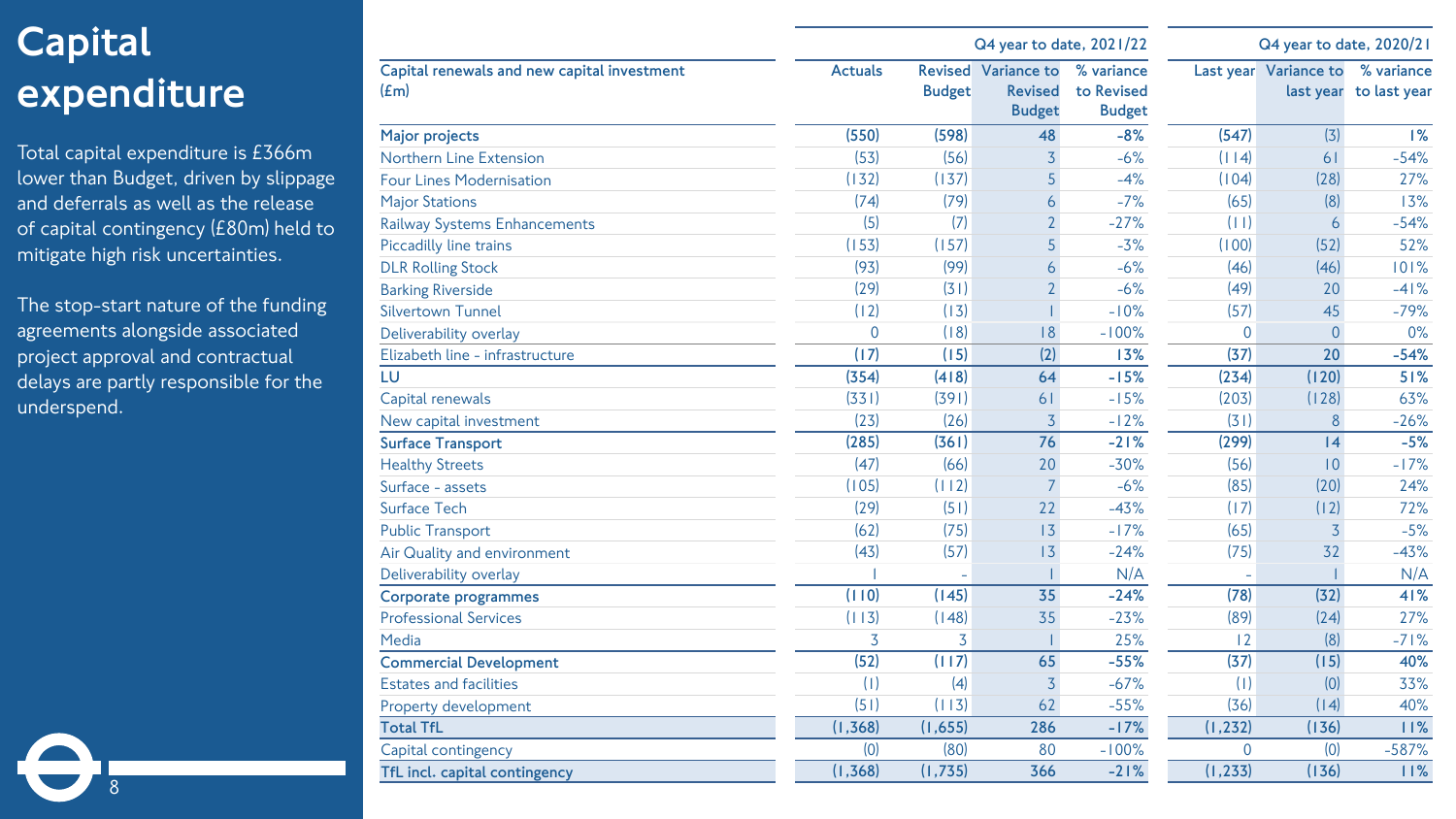# Capital expenditure

Total capital expenditure is £366m lower than Budget, driven by slippage and deferrals as well as the release of capital contingency (£80m) held to mitigate high risk uncertainties.

The stop-start nature of the funding agreements alongside associated project approval and contractual delays are partly responsible for the underspend.

| Capital renewals and new capital investment (£m) | Q4 year to date, 2021/22 | | | | Q4 year to date, 2020/21 | | |
|---|---|---|---|---|---|---|---|
| | Actuals | Revised Budget | Variance to Revised Budget | % variance to Revised Budget | Last year | Variance to last year | % variance to last year |
| **Major projects** | **(550)** | **(598)** | **48** | **-8%** | **(547)** | **(3)** | **1%** |
| Northern Line Extension | (53) | (56) | 3 | -6% | (114) | 61 | -54% |
| Four Lines Modernisation | (132) | (137) | 5 | -4% | (104) | (28) | 27% |
| Major Stations | (74) | (79) | 6 | -7% | (65) | (8) | 13% |
| Railway Systems Enhancements | (5) | (7) | 2 | -27% | (11) | 6 | -54% |
| Piccadilly line trains | (153) | (157) | 5 | -3% | (100) | (52) | 52% |
| DLR Rolling Stock | (93) | (99) | 6 | -6% | (46) | (46) | 101% |
| Barking Riverside | (29) | (31) | 2 | -6% | (49) | 20 | -41% |
| Silvertown Tunnel | (12) | (13) | 1 | -10% | (57) | 45 | -79% |
| Deliverability overlay | 0 | (18) | 18 | -100% | 0 | 0 | 0% |
| Elizabeth line - infrastructure | (17) | (15) | (2) | 13% | (37) | 20 | -54% |
| **LU** | **(354)** | **(418)** | **64** | **-15%** | **(234)** | **(120)** | **51%** |
| Capital renewals | (331) | (391) | 61 | -15% | (203) | (128) | 63% |
| New capital investment | (23) | (26) | 3 | -12% | (31) | 8 | -26% |
| **Surface Transport** | **(285)** | **(361)** | **76** | **-21%** | **(299)** | **14** | **-5%** |
| Healthy Streets | (47) | (66) | 20 | -30% | (56) | 10 | -17% |
| Surface - assets | (105) | (112) | 7 | -6% | (85) | (20) | 24% |
| Surface Tech | (29) | (51) | 22 | -43% | (17) | (12) | 72% |
| Public Transport | (62) | (75) | 13 | -17% | (65) | 3 | -5% |
| Air Quality and environment | (43) | (57) | 13 | -24% | (75) | 32 | -43% |
| Deliverability overlay | 1 | - | 1 | N/A | - | 1 | N/A |
| **Corporate programmes** | **(110)** | **(145)** | **35** | **-24%** | **(78)** | **(32)** | **41%** |
| Professional Services | (113) | (148) | 35 | -23% | (89) | (24) | 27% |
| Media | 3 | 3 | 1 | 25% | 12 | (8) | -71% |
| **Commercial Development** | **(52)** | **(117)** | **65** | **-55%** | **(37)** | **(15)** | **40%** |
| Estates and facilities | (1) | (4) | 3 | -67% | (1) | (0) | 33% |
| Property development | (51) | (113) | 62 | -55% | (36) | (14) | 40% |
| **Total TfL** | **(1,368)** | **(1,655)** | **286** | **-17%** | **(1,232)** | **(136)** | **11%** |
| Capital contingency | (0) | (80) | 80 | -100% | 0 | (0) | -587% |
| **TfL incl. capital contingency** | **(1,368)** | **(1,735)** | **366** | **-21%** | **(1,233)** | **(136)** | **11%** |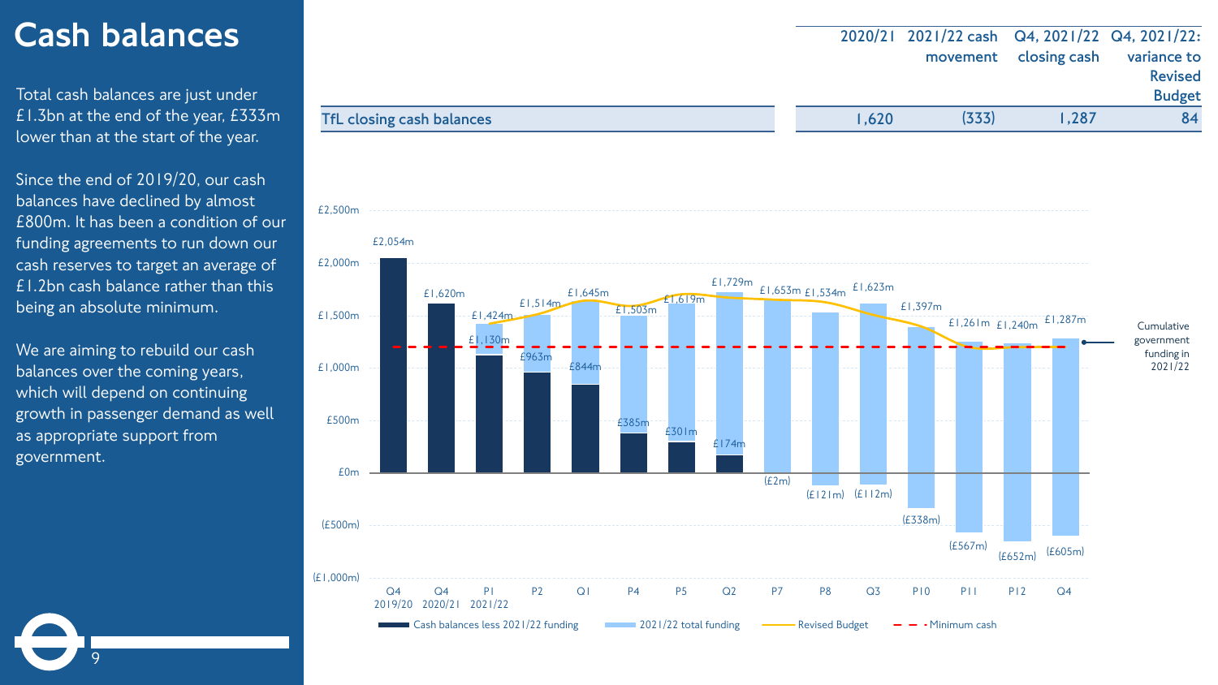# Cash balances

Total cash balances are just under £1.3bn at the end of the year, £333m lower than at the start of the year.

Since the end of 2019/20, our cash balances have declined by almost £800m. It has been a condition of our funding agreements to run down our cash reserves to target an average of £1.2bn cash balance rather than this being an absolute minimum.

We are aiming to rebuild our cash balances over the coming years, which will depend on continuing growth in passenger demand as well as appropriate support from government.

| | 2020/21 | 2021/22 cash movement | Q4, 2021/22 closing cash | Q4, 2021/22: variance to Revised Budget |
|---|---|---|---|---|
| TfL closing cash balances | 1,620 | (333) | 1,287 | 84 |

| Period | Cash balances less 2021/22 funding | Total (incl. 2021/22 total funding) |
|---|---|---|
| Q4 2019/20 | £2,054m | |
| Q4 2020/21 | £1,620m | |
| P1 2021/22 | £1,130m | £1,424m |
| P2 | £963m | £1,514m |
| Q1 | £844m | £1,645m |
| P4 | £385m | £1,503m |
| P5 | £301m | £1,619m |
| Q2 | £174m | £1,729m |
| P7 | (£2m) | £1,653m |
| P8 | (£121m) | £1,534m |
| Q3 | (£112m) | £1,623m |
| P10 | (£338m) | £1,397m |
| P11 | (£567m) | £1,261m |
| P12 | (£652m) | £1,240m |
| Q4 | (£605m) | £1,287m |

Legend: Cash balances less 2021/22 funding; 2021/22 total funding; Revised Budget; Minimum cash. Cumulative government funding in 2021/22.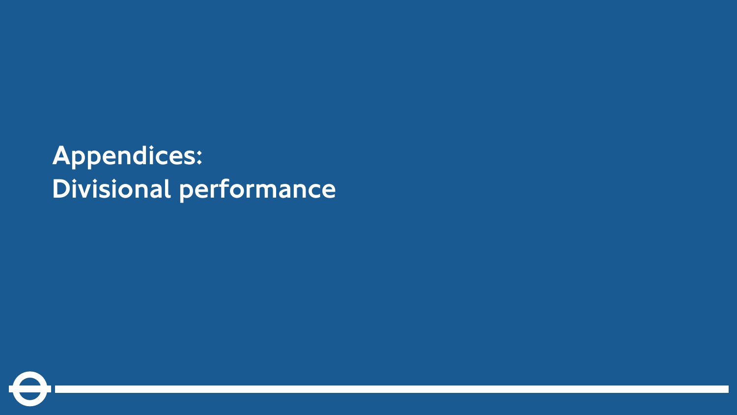# Appendices:
# Divisional performance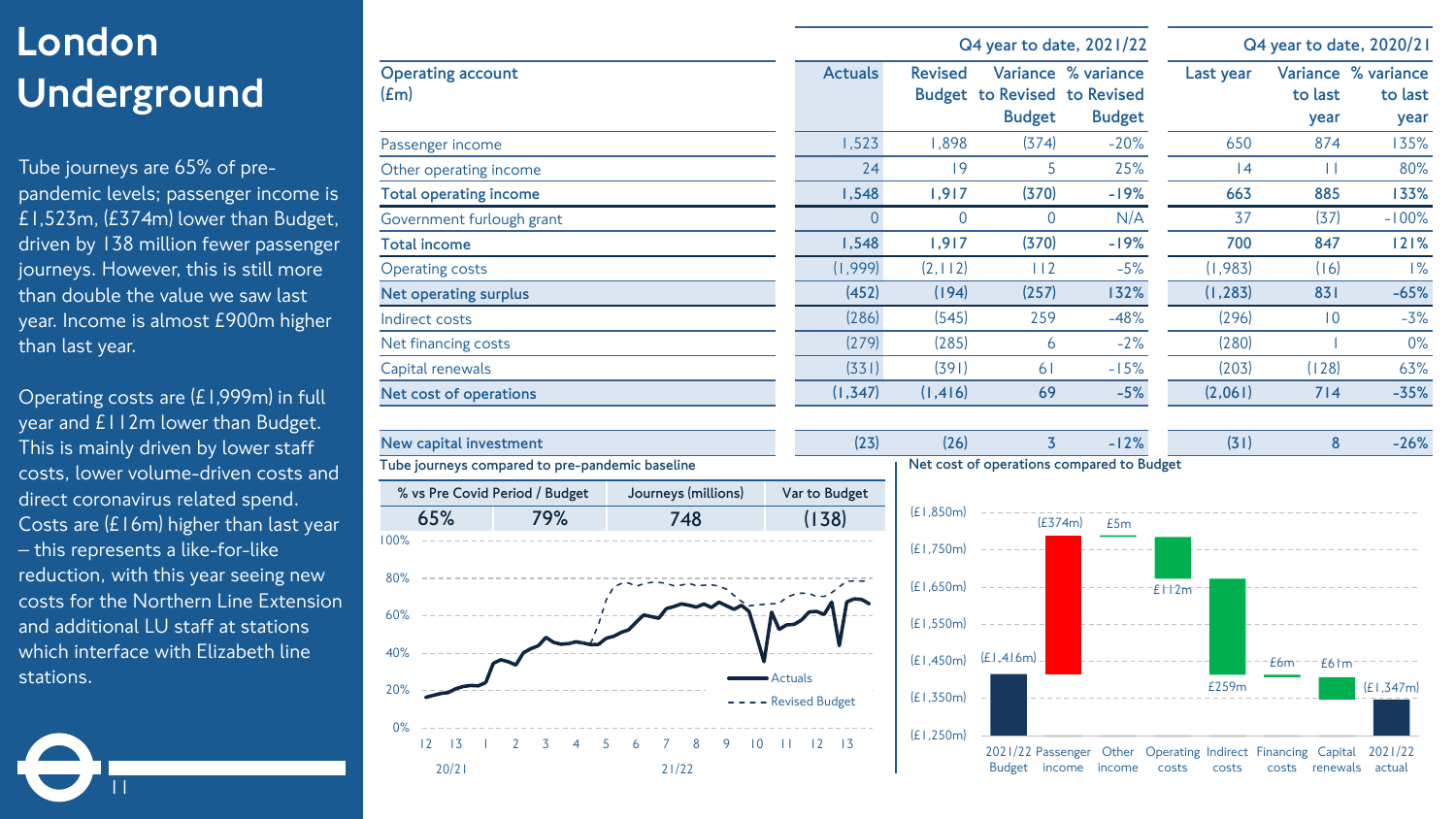# London Underground

Tube journeys are 65% of pre-pandemic levels; passenger income is £1,523m, (£374m) lower than Budget, driven by 138 million fewer passenger journeys. However, this is still more than double the value we saw last year. Income is almost £900m higher than last year.

Operating costs are (£1,999m) in full year and £112m lower than Budget. This is mainly driven by lower staff costs, lower volume-driven costs and direct coronavirus related spend. Costs are (£16m) higher than last year – this represents a like-for-like reduction, with this year seeing new costs for the Northern Line Extension and additional LU staff at stations which interface with Elizabeth line stations.

| Operating account (£m) | Q4 year to date, 2021/22 | | | | Q4 year to date, 2020/21 | | |
|---|---|---|---|---|---|---|---|
| | Actuals | Revised Budget | Variance to Revised Budget | % variance to Revised Budget | Last year | Variance to last year | % variance to last year |
| Passenger income | 1,523 | 1,898 | (374) | -20% | 650 | 874 | 135% |
| Other operating income | 24 | 19 | 5 | 25% | 14 | 11 | 80% |
| **Total operating income** | **1,548** | **1,917** | **(370)** | **-19%** | **663** | **885** | **133%** |
| Government furlough grant | 0 | 0 | 0 | N/A | 37 | (37) | -100% |
| **Total income** | **1,548** | **1,917** | **(370)** | **-19%** | **700** | **847** | **121%** |
| Operating costs | (1,999) | (2,112) | 112 | -5% | (1,983) | (16) | 1% |
| **Net operating surplus** | **(452)** | **(194)** | **(257)** | **132%** | **(1,283)** | **831** | **-65%** |
| Indirect costs | (286) | (545) | 259 | -48% | (296) | 10 | -3% |
| Net financing costs | (279) | (285) | 6 | -2% | (280) | 1 | 0% |
| Capital renewals | (331) | (391) | 61 | -15% | (203) | (128) | 63% |
| **Net cost of operations** | **(1,347)** | **(1,416)** | **69** | **-5%** | **(2,061)** | **714** | **-35%** |
| | | | | | | | |
| **New capital investment** | **(23)** | **(26)** | **3** | **-12%** | **(31)** | **8** | **-26%** |

Tube journeys compared to pre-pandemic baseline

| % vs Pre Covid Period / Budget | | Journeys (millions) | Var to Budget |
|---|---|---|---|
| 65% | 79% | 748 | (138) |

Net cost of operations compared to Budget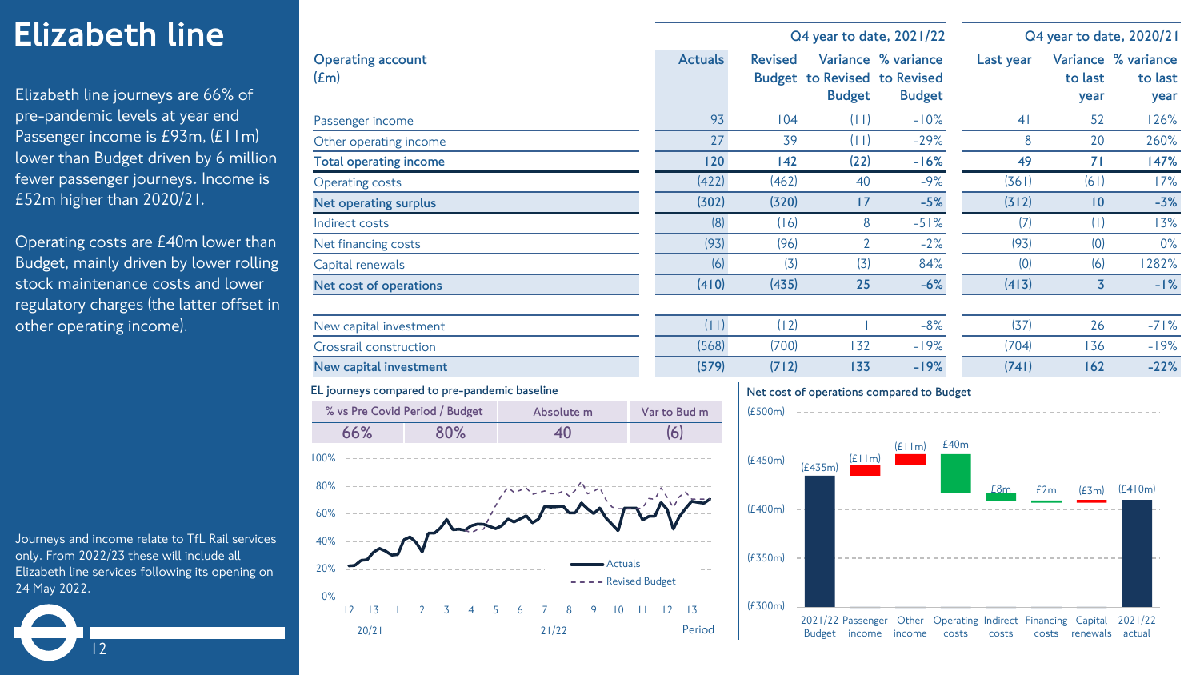# Elizabeth line

Elizabeth line journeys are 66% of pre-pandemic levels at year end Passenger income is £93m, (£11m) lower than Budget driven by 6 million fewer passenger journeys. Income is £52m higher than 2020/21.

Operating costs are £40m lower than Budget, mainly driven by lower rolling stock maintenance costs and lower regulatory charges (the latter offset in other operating income).

Journeys and income relate to TfL Rail services only. From 2022/23 these will include all Elizabeth line services following its opening on 24 May 2022.

| Operating account (£m) | Q4 year to date, 2021/22 | | | | Q4 year to date, 2020/21 | | |
|---|---|---|---|---|---|---|---|
| | Actuals | Revised Budget | Variance to Revised Budget | % variance to Revised Budget | Last year | Variance to last year | % variance to last year |
| Passenger income | 93 | 104 | (11) | -10% | 41 | 52 | 126% |
| Other operating income | 27 | 39 | (11) | -29% | 8 | 20 | 260% |
| **Total operating income** | **120** | **142** | **(22)** | **-16%** | **49** | **71** | **147%** |
| Operating costs | (422) | (462) | 40 | -9% | (361) | (61) | 17% |
| **Net operating surplus** | **(302)** | **(320)** | **17** | **-5%** | **(312)** | **10** | **-3%** |
| Indirect costs | (8) | (16) | 8 | -51% | (7) | (1) | 13% |
| Net financing costs | (93) | (96) | 2 | -2% | (93) | (0) | 0% |
| Capital renewals | (6) | (3) | (3) | 84% | (0) | (6) | 1282% |
| **Net cost of operations** | **(410)** | **(435)** | **25** | **-6%** | **(413)** | **3** | **-1%** |
| | | | | | | | |
| New capital investment | (11) | (12) | 1 | -8% | (37) | 26 | -71% |
| Crossrail construction | (568) | (700) | 132 | -19% | (704) | 136 | -19% |
| **New capital investment** | **(579)** | **(712)** | **133** | **-19%** | **(741)** | **162** | **-22%** |

**EL journeys compared to pre-pandemic baseline**

| % vs Pre Covid Period / Budget | | Absolute m | Var to Bud m |
|---|---|---|---|
| 66% | 80% | 40 | (6) |

**Net cost of operations compared to Budget**

| 2021/22 Budget | Passenger income | Other income | Operating costs | Indirect costs | Financing costs | Capital renewals | 2021/22 actual |
|---|---|---|---|---|---|---|---|
| (£435m) | (£11m) | (£11m) | £40m | £8m | £2m | (£3m) | (£410m) |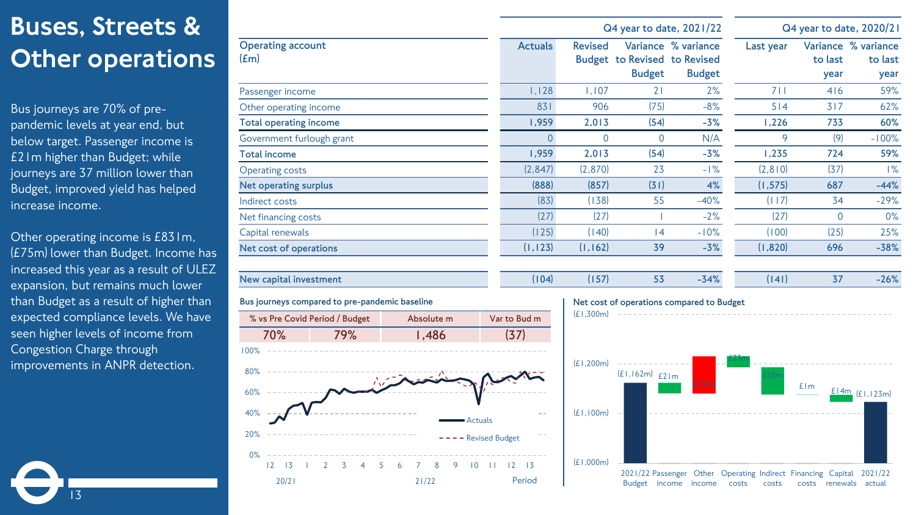# Buses, Streets & Other operations

Bus journeys are 70% of pre-pandemic levels at year end, but below target. Passenger income is £21m higher than Budget; while journeys are 37 million lower than Budget, improved yield has helped increase income.

Other operating income is £831m, (£75m) lower than Budget. Income has increased this year as a result of ULEZ expansion, but remains much lower than Budget as a result of higher than expected compliance levels. We have seen higher levels of income from Congestion Charge through improvements in ANPR detection.

| Operating account (£m) | Q4 year to date, 2021/22 | | | | Q4 year to date, 2020/21 | | |
|---|---|---|---|---|---|---|---|
| | Actuals | Revised Budget | Variance to Revised Budget | % variance to Revised Budget | Last year | Variance to last year | % variance to last year |
| Passenger income | 1,128 | 1,107 | 21 | 2% | 711 | 416 | 59% |
| Other operating income | 831 | 906 | (75) | -8% | 514 | 317 | 62% |
| **Total operating income** | **1,959** | **2,013** | **(54)** | **-3%** | **1,226** | **733** | **60%** |
| Government furlough grant | 0 | 0 | 0 | N/A | 9 | (9) | -100% |
| **Total income** | **1,959** | **2,013** | **(54)** | **-3%** | **1,235** | **724** | **59%** |
| Operating costs | (2,847) | (2,870) | 23 | -1% | (2,810) | (37) | 1% |
| **Net operating surplus** | **(888)** | **(857)** | **(31)** | **4%** | **(1,575)** | **687** | **-44%** |
| Indirect costs | (83) | (138) | 55 | -40% | (117) | 34 | -29% |
| Net financing costs | (27) | (27) | 1 | -2% | (27) | 0 | 0% |
| Capital renewals | (125) | (140) | 14 | -10% | (100) | (25) | 25% |
| **Net cost of operations** | **(1,123)** | **(1,162)** | **39** | **-3%** | **(1,820)** | **696** | **-38%** |
| **New capital investment** | **(104)** | **(157)** | **53** | **-34%** | **(141)** | **37** | **-26%** |

**Bus journeys compared to pre-pandemic baseline**

| % vs Pre Covid Period / Budget | | Absolute m | Var to Bud m |
|---|---|---|---|
| 70% | 79% | 1,486 | (37) |

**Net cost of operations compared to Budget**

| | £m |
|---|---|
| 2021/22 Budget | (1,162) |
| Passenger income | 21 |
| Other income | (75) |
| Operating costs | 23 |
| Indirect costs | 55 |
| Financing costs | 1 |
| Capital renewals | 14 |
| 2021/22 actual | (1,123) |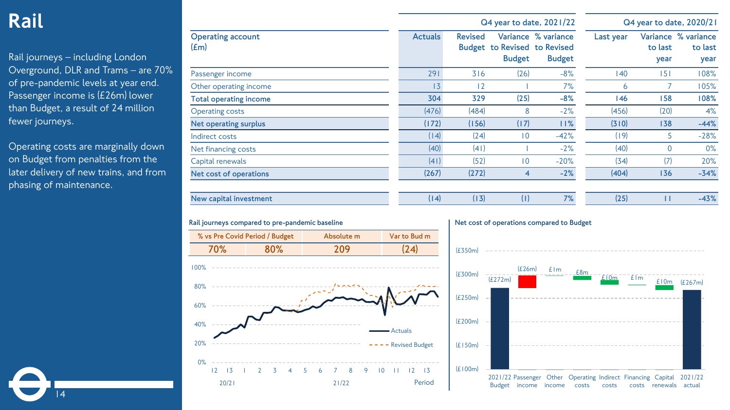# Rail

Rail journeys – including London Overground, DLR and Trams – are 70% of pre-pandemic levels at year end. Passenger income is (£26m) lower than Budget, a result of 24 million fewer journeys.

Operating costs are marginally down on Budget from penalties from the later delivery of new trains, and from phasing of maintenance.

| Operating account (£m) | Q4 year to date, 2021/22 Actuals | Revised Budget | Variance to Revised Budget | % variance to Revised Budget | Q4 year to date, 2020/21 Last year | Variance to last year | % variance to last year |
|---|---|---|---|---|---|---|---|
| Passenger income | 291 | 316 | (26) | -8% | 140 | 151 | 108% |
| Other operating income | 13 | 12 | 1 | 7% | 6 | 7 | 105% |
| **Total operating income** | **304** | **329** | **(25)** | **-8%** | **146** | **158** | **108%** |
| Operating costs | (476) | (484) | 8 | -2% | (456) | (20) | 4% |
| **Net operating surplus** | **(172)** | **(156)** | **(17)** | **11%** | **(310)** | **138** | **-44%** |
| Indirect costs | (14) | (24) | 10 | -42% | (19) | 5 | -28% |
| Net financing costs | (40) | (41) | 1 | -2% | (40) | 0 | 0% |
| Capital renewals | (41) | (52) | 10 | -20% | (34) | (7) | 20% |
| **Net cost of operations** | **(267)** | **(272)** | **4** | **-2%** | **(404)** | **136** | **-34%** |
| | | | | | | | |
| **New capital investment** | **(14)** | **(13)** | **(1)** | **7%** | **(25)** | **11** | **-43%** |

**Rail journeys compared to pre-pandemic baseline**

| % vs Pre Covid Period / Budget | | Absolute m | Var to Bud m |
|---|---|---|---|
| 70% | 80% | 209 | (24) |

**Net cost of operations compared to Budget**

| | £m |
|---|---|
| 2021/22 Budget | (£272m) |
| Passenger income | (£26m) |
| Other income | £1m |
| Operating costs | £8m |
| Indirect costs | £10m |
| Financing costs | £1m |
| Capital renewals | £10m |
| 2021/22 actual | (£267m) |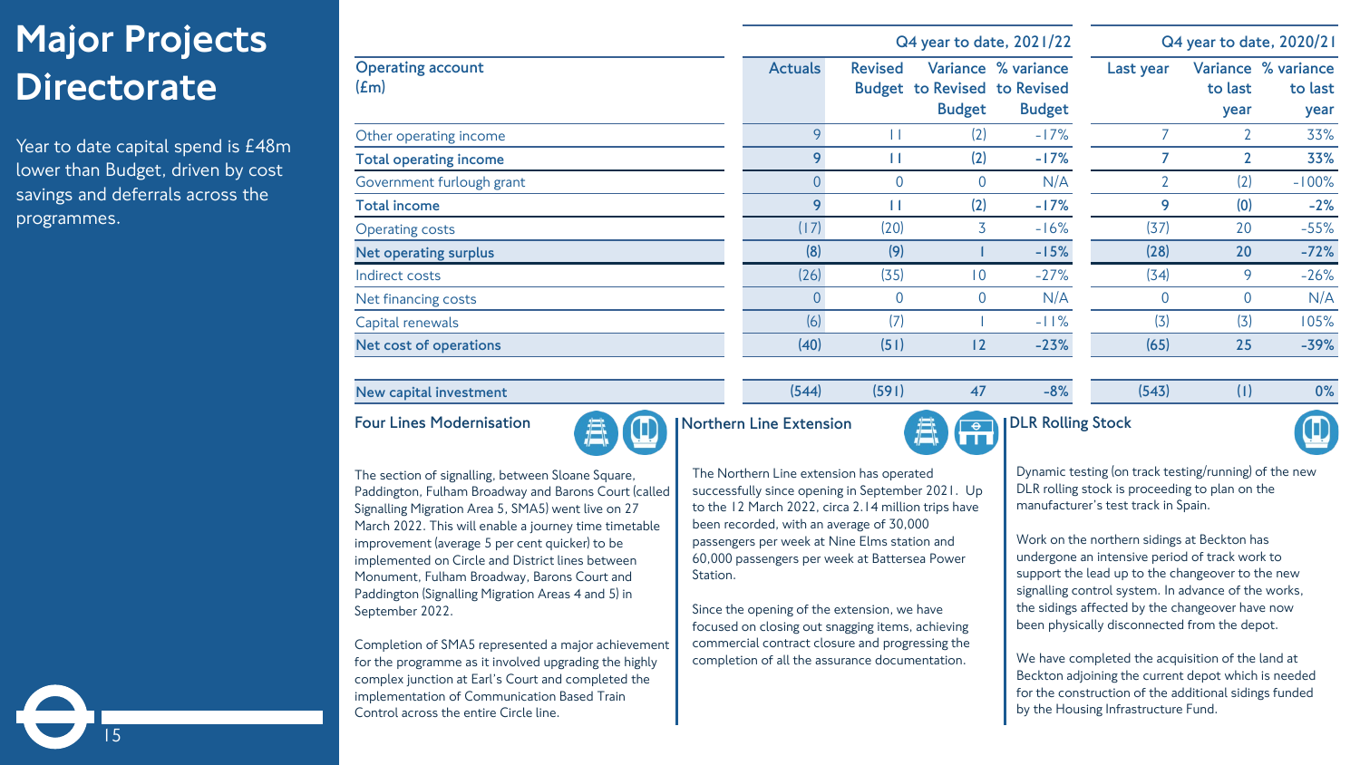# Major Projects Directorate

Year to date capital spend is £48m lower than Budget, driven by cost savings and deferrals across the programmes.

| Operating account (£m) | Q4 year to date, 2021/22 | | | | Q4 year to date, 2020/21 | | |
|---|---|---|---|---|---|---|---|
| | Actuals | Revised Budget | Variance to Revised Budget | % variance to Revised Budget | Last year | Variance to last year | % variance to last year |
| Other operating income | 9 | 11 | (2) | -17% | 7 | 2 | 33% |
| **Total operating income** | **9** | **11** | **(2)** | **-17%** | **7** | **2** | **33%** |
| Government furlough grant | 0 | 0 | 0 | N/A | 2 | (2) | -100% |
| **Total income** | **9** | **11** | **(2)** | **-17%** | **9** | **(0)** | **-2%** |
| Operating costs | (17) | (20) | 3 | -16% | (37) | 20 | -55% |
| **Net operating surplus** | **(8)** | **(9)** | **1** | **-15%** | **(28)** | **20** | **-72%** |
| Indirect costs | (26) | (35) | 10 | -27% | (34) | 9 | -26% |
| Net financing costs | 0 | 0 | 0 | N/A | 0 | 0 | N/A |
| Capital renewals | (6) | (7) | 1 | -11% | (3) | (3) | 105% |
| **Net cost of operations** | **(40)** | **(51)** | **12** | **-23%** | **(65)** | **25** | **-39%** |
| | | | | | | | |
| **New capital investment** | **(544)** | **(591)** | **47** | **-8%** | **(543)** | **(1)** | **0%** |

## Four Lines Modernisation

The section of signalling, between Sloane Square, Paddington, Fulham Broadway and Barons Court (called Signalling Migration Area 5, SMA5) went live on 27 March 2022. This will enable a journey time timetable improvement (average 5 per cent quicker) to be implemented on Circle and District lines between Monument, Fulham Broadway, Barons Court and Paddington (Signalling Migration Areas 4 and 5) in September 2022.

Completion of SMA5 represented a major achievement for the programme as it involved upgrading the highly complex junction at Earl's Court and completed the implementation of Communication Based Train Control across the entire Circle line.

## Northern Line Extension

The Northern Line extension has operated successfully since opening in September 2021. Up to the 12 March 2022, circa 2.14 million trips have been recorded, with an average of 30,000 passengers per week at Nine Elms station and 60,000 passengers per week at Battersea Power Station.

Since the opening of the extension, we have focused on closing out snagging items, achieving commercial contract closure and progressing the completion of all the assurance documentation.

## DLR Rolling Stock

Dynamic testing (on track testing/running) of the new DLR rolling stock is proceeding to plan on the manufacturer's test track in Spain.

Work on the northern sidings at Beckton has undergone an intensive period of track work to support the lead up to the changeover to the new signalling control system. In advance of the works, the sidings affected by the changeover have now been physically disconnected from the depot.

We have completed the acquisition of the land at Beckton adjoining the current depot which is needed for the construction of the additional sidings funded by the Housing Infrastructure Fund.